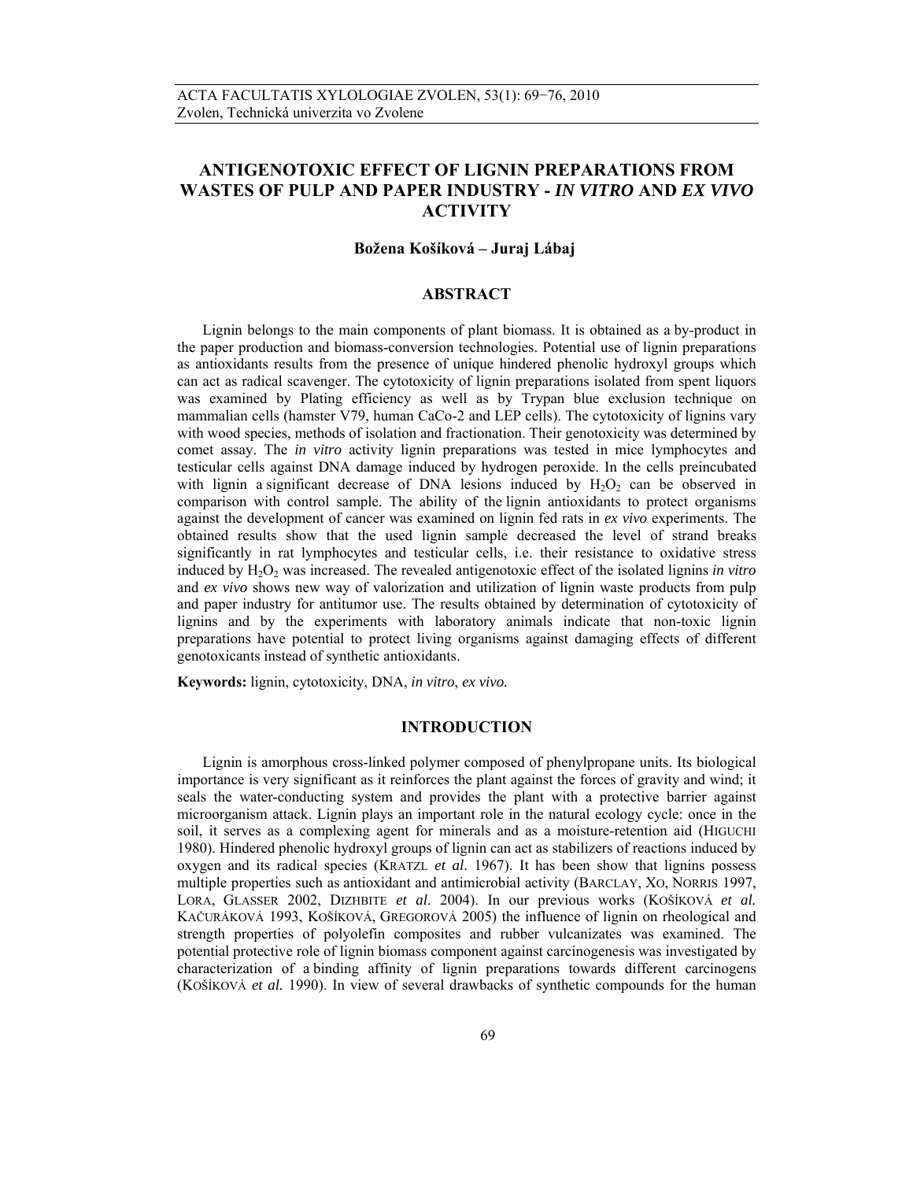# ANTIGENOTOXIC EFFECT OF LIGNIN PREPARATIONS FROM WASTES OF PULP AND PAPER INDUSTRY - *IN VITRO* AND *EX VIVO* ACTIVITY

**Božena Košíková – Juraj Lábaj**

## ABSTRACT

Lignin belongs to the main components of plant biomass. It is obtained as a by-product in the paper production and biomass-conversion technologies. Potential use of lignin preparations as antioxidants results from the presence of unique hindered phenolic hydroxyl groups which can act as radical scavenger. The cytotoxicity of lignin preparations isolated from spent liquors was examined by Plating efficiency as well as by Trypan blue exclusion technique on mammalian cells (hamster V79, human CaCo-2 and LEP cells). The cytotoxicity of lignins vary with wood species, methods of isolation and fractionation. Their genotoxicity was determined by comet assay. The *in vitro* activity lignin preparations was tested in mice lymphocytes and testicular cells against DNA damage induced by hydrogen peroxide. In the cells preincubated with lignin a significant decrease of DNA lesions induced by $H_2O_2$ can be observed in comparison with control sample. The ability of the lignin antioxidants to protect organisms against the development of cancer was examined on lignin fed rats in *ex vivo* experiments. The obtained results show that the used lignin sample decreased the level of strand breaks significantly in rat lymphocytes and testicular cells, i.e. their resistance to oxidative stress induced by $H_2O_2$ was increased. The revealed antigenotoxic effect of the isolated lignins *in vitro* and *ex vivo* shows new way of valorization and utilization of lignin waste products from pulp and paper industry for antitumor use. The results obtained by determination of cytotoxicity of lignins and by the experiments with laboratory animals indicate that non-toxic lignin preparations have potential to protect living organisms against damaging effects of different genotoxicants instead of synthetic antioxidants.

**Keywords:** lignin, cytotoxicity, DNA, *in vitro*, *ex vivo.*

## INTRODUCTION

Lignin is amorphous cross-linked polymer composed of phenylpropane units. Its biological importance is very significant as it reinforces the plant against the forces of gravity and wind; it seals the water-conducting system and provides the plant with a protective barrier against microorganism attack. Lignin plays an important role in the natural ecology cycle: once in the soil, it serves as a complexing agent for minerals and as a moisture-retention aid (HIGUCHI 1980). Hindered phenolic hydroxyl groups of lignin can act as stabilizers of reactions induced by oxygen and its radical species (KRATZL *et al*. 1967). It has been show that lignins possess multiple properties such as antioxidant and antimicrobial activity (BARCLAY, XO, NORRIS 1997, LORA, GLASSER 2002, DIZHBITE *et al*. 2004). In our previous works (KOŠÍKOVÁ *et al.* KAČURÁKOVÁ 1993, KOŠÍKOVÁ, GREGOROVÁ 2005) the influence of lignin on rheological and strength properties of polyolefin composites and rubber vulcanizates was examined. The potential protective role of lignin biomass component against carcinogenesis was investigated by characterization of a binding affinity of lignin preparations towards different carcinogens (KOŠÍKOVÁ *et al.* 1990). In view of several drawbacks of synthetic compounds for the human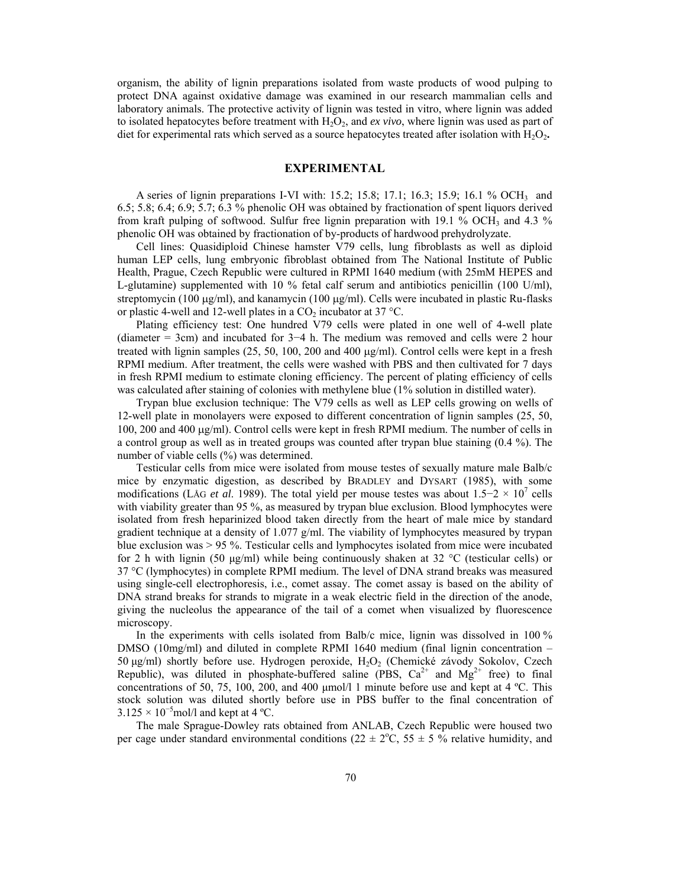organism, the ability of lignin preparations isolated from waste products of wood pulping to protect DNA against oxidative damage was examined in our research mammalian cells and laboratory animals. The protective activity of lignin was tested in vitro, where lignin was added to isolated hepatocytes before treatment with $H_2O_2$, and *ex vivo*, where lignin was used as part of diet for experimental rats which served as a source hepatocytes treated after isolation with $H_2O_2$**.**

## EXPERIMENTAL

A series of lignin preparations I-VI with: 15.2; 15.8; 17.1; 16.3; 15.9; 16.1 % $OCH_3$ and 6.5; 5.8; 6.4; 6.9; 5.7; 6.3 % phenolic OH was obtained by fractionation of spent liquors derived from kraft pulping of softwood. Sulfur free lignin preparation with 19.1 % $OCH_3$ and 4.3 % phenolic OH was obtained by fractionation of by-products of hardwood prehydrolyzate.

Cell lines: Quasidiploid Chinese hamster V79 cells, lung fibroblasts as well as diploid human LEP cells, lung embryonic fibroblast obtained from The National Institute of Public Health, Prague, Czech Republic were cultured in RPMI 1640 medium (with 25mM HEPES and L-glutamine) supplemented with 10 % fetal calf serum and antibiotics penicillin (100 U/ml), streptomycin (100 μg/ml), and kanamycin (100 μg/ml). Cells were incubated in plastic Ru-flasks or plastic 4-well and 12-well plates in a $CO_2$ incubator at 37 °C.

Plating efficiency test: One hundred V79 cells were plated in one well of 4-well plate (diameter = 3cm) and incubated for 3−4 h. The medium was removed and cells were 2 hour treated with lignin samples (25, 50, 100, 200 and 400 μg/ml). Control cells were kept in a fresh RPMI medium. After treatment, the cells were washed with PBS and then cultivated for 7 days in fresh RPMI medium to estimate cloning efficiency. The percent of plating efficiency of cells was calculated after staining of colonies with methylene blue (1% solution in distilled water).

Trypan blue exclusion technique: The V79 cells as well as LEP cells growing on wells of 12-well plate in monolayers were exposed to different concentration of lignin samples (25, 50, 100, 200 and 400 μg/ml). Control cells were kept in fresh RPMI medium. The number of cells in a control group as well as in treated groups was counted after trypan blue staining (0.4 %). The number of viable cells (%) was determined.

Testicular cells from mice were isolated from mouse testes of sexually mature male Balb/c mice by enzymatic digestion, as described by BRADLEY and DYSART (1985), with some modifications (LÅG *et al.* 1989). The total yield per mouse testes was about $1.5-2 \times 10^7$ cells with viability greater than 95 %, as measured by trypan blue exclusion. Blood lymphocytes were isolated from fresh heparinized blood taken directly from the heart of male mice by standard gradient technique at a density of 1.077 g/ml. The viability of lymphocytes measured by trypan blue exclusion was > 95 %. Testicular cells and lymphocytes isolated from mice were incubated for 2 h with lignin (50 μg/ml) while being continuously shaken at 32 °C (testicular cells) or 37 °C (lymphocytes) in complete RPMI medium. The level of DNA strand breaks was measured using single-cell electrophoresis, i.e., comet assay. The comet assay is based on the ability of DNA strand breaks for strands to migrate in a weak electric field in the direction of the anode, giving the nucleolus the appearance of the tail of a comet when visualized by fluorescence microscopy.

In the experiments with cells isolated from Balb/c mice, lignin was dissolved in 100 % DMSO (10mg/ml) and diluted in complete RPMI 1640 medium (final lignin concentration – 50 μg/ml) shortly before use. Hydrogen peroxide, $H_2O_2$ (Chemické závody Sokolov, Czech Republic), was diluted in phosphate-buffered saline (PBS, $Ca^{2+}$ and $Mg^{2+}$ free) to final concentrations of 50, 75, 100, 200, and 400 μmol/l 1 minute before use and kept at 4 ºC. This stock solution was diluted shortly before use in PBS buffer to the final concentration of $3.125 \times 10^{-5}$mol/l and kept at 4 ºC.

The male Sprague-Dowley rats obtained from ANLAB, Czech Republic were housed two per cage under standard environmental conditions ($22 \pm 2$°C, $55 \pm 5$ % relative humidity, and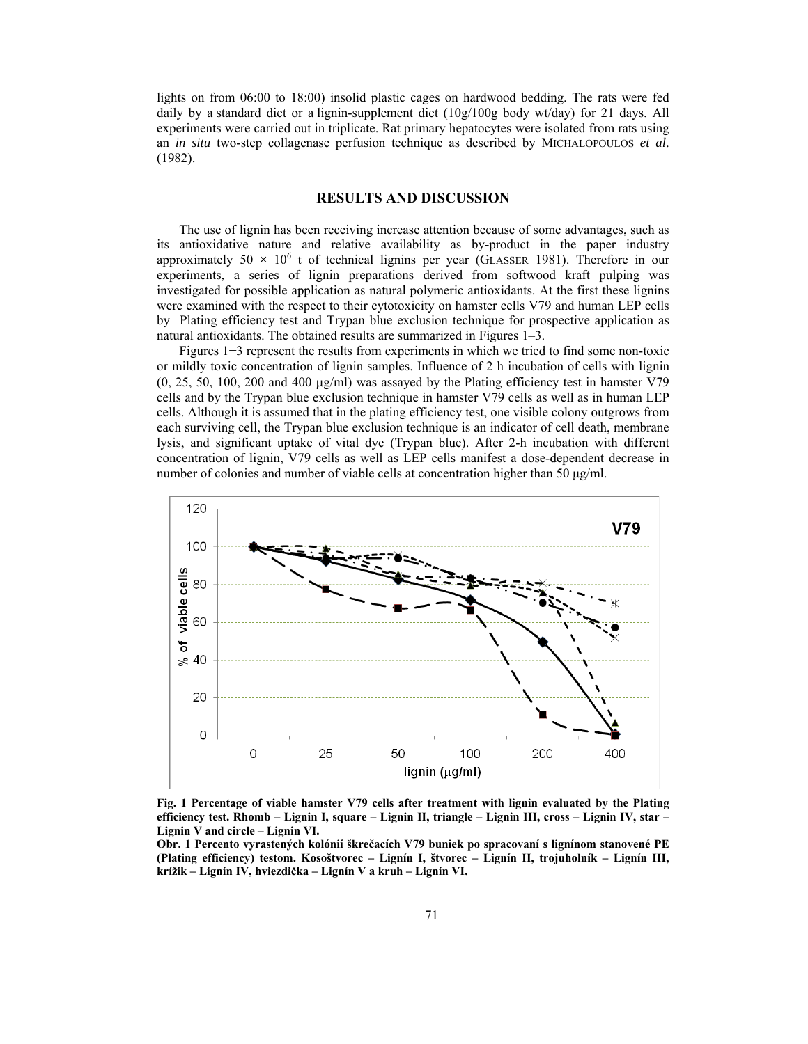lights on from 06:00 to 18:00) insolid plastic cages on hardwood bedding. The rats were fed daily by a standard diet or a lignin-supplement diet (10g/100g body wt/day) for 21 days. All experiments were carried out in triplicate. Rat primary hepatocytes were isolated from rats using an *in situ* two-step collagenase perfusion technique as described by MICHALOPOULOS *et al.* (1982).

## RESULTS AND DISCUSSION

The use of lignin has been receiving increase attention because of some advantages, such as its antioxidative nature and relative availability as by-product in the paper industry approximately $50 \times 10^6$ t of technical lignins per year (GLASSER 1981). Therefore in our experiments, a series of lignin preparations derived from softwood kraft pulping was investigated for possible application as natural polymeric antioxidants. At the first these lignins were examined with the respect to their cytotoxicity on hamster cells V79 and human LEP cells by Plating efficiency test and Trypan blue exclusion technique for prospective application as natural antioxidants. The obtained results are summarized in Figures 1–3.

Figures 1–3 represent the results from experiments in which we tried to find some non-toxic or mildly toxic concentration of lignin samples. Influence of 2 h incubation of cells with lignin (0, 25, 50, 100, 200 and 400 μg/ml) was assayed by the Plating efficiency test in hamster V79 cells and by the Trypan blue exclusion technique in hamster V79 cells as well as in human LEP cells. Although it is assumed that in the plating efficiency test, one visible colony outgrows from each surviving cell, the Trypan blue exclusion technique is an indicator of cell death, membrane lysis, and significant uptake of vital dye (Trypan blue). After 2-h incubation with different concentration of lignin, V79 cells as well as LEP cells manifest a dose-dependent decrease in number of colonies and number of viable cells at concentration higher than 50 μg/ml.

**Fig. 1 Percentage of viable hamster V79 cells after treatment with lignin evaluated by the Plating efficiency test. Rhomb – Lignin I, square – Lignin II, triangle – Lignin III, cross – Lignin IV, star – Lignin V and circle – Lignin VI.**

**Obr. 1 Percento vyrastených kolónií škrečacích V79 buniek po spracovaní s lignínom stanovené PE (Plating efficiency) testom. Kosoštvorec – Lignín I, štvorec – Lignín II, trojuholník – Lignín III, krížik – Lignín IV, hviezdička – Lignín V a kruh – Lignín VI.**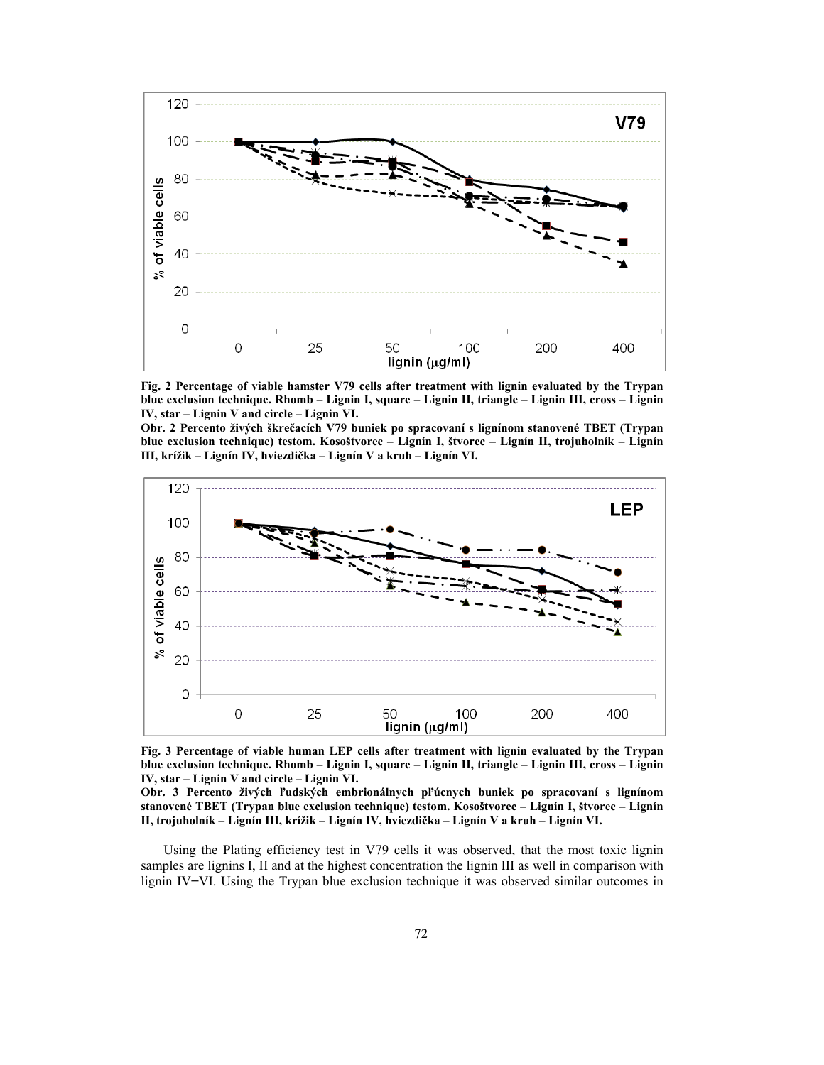**Fig. 2 Percentage of viable hamster V79 cells after treatment with lignin evaluated by the Trypan blue exclusion technique. Rhomb – Lignin I, square – Lignin II, triangle – Lignin III, cross – Lignin IV, star – Lignin V and circle – Lignin VI.**

**Obr. 2 Percento živých škrečacích V79 buniek po spracovaní s lignínom stanovené TBET (Trypan blue exclusion technique) testom. Kosoštvorec – Lignín I, štvorec – Lignín II, trojuholník – Lignín III, krížik – Lignín IV, hviezdička – Lignín V a kruh – Lignín VI.**

**Fig. 3 Percentage of viable human LEP cells after treatment with lignin evaluated by the Trypan blue exclusion technique. Rhomb – Lignin I, square – Lignin II, triangle – Lignin III, cross – Lignin IV, star – Lignin V and circle – Lignin VI.**

**Obr. 3 Percento živých ľudských embrionálnych pľúcnych buniek po spracovaní s lignínom stanovené TBET (Trypan blue exclusion technique) testom. Kosoštvorec – Lignín I, štvorec – Lignín II, trojuholník – Lignín III, krížik – Lignín IV, hviezdička – Lignín V a kruh – Lignín VI.**

Using the Plating efficiency test in V79 cells it was observed, that the most toxic lignin samples are lignins I, II and at the highest concentration the lignin III as well in comparison with lignin IV−VI. Using the Trypan blue exclusion technique it was observed similar outcomes in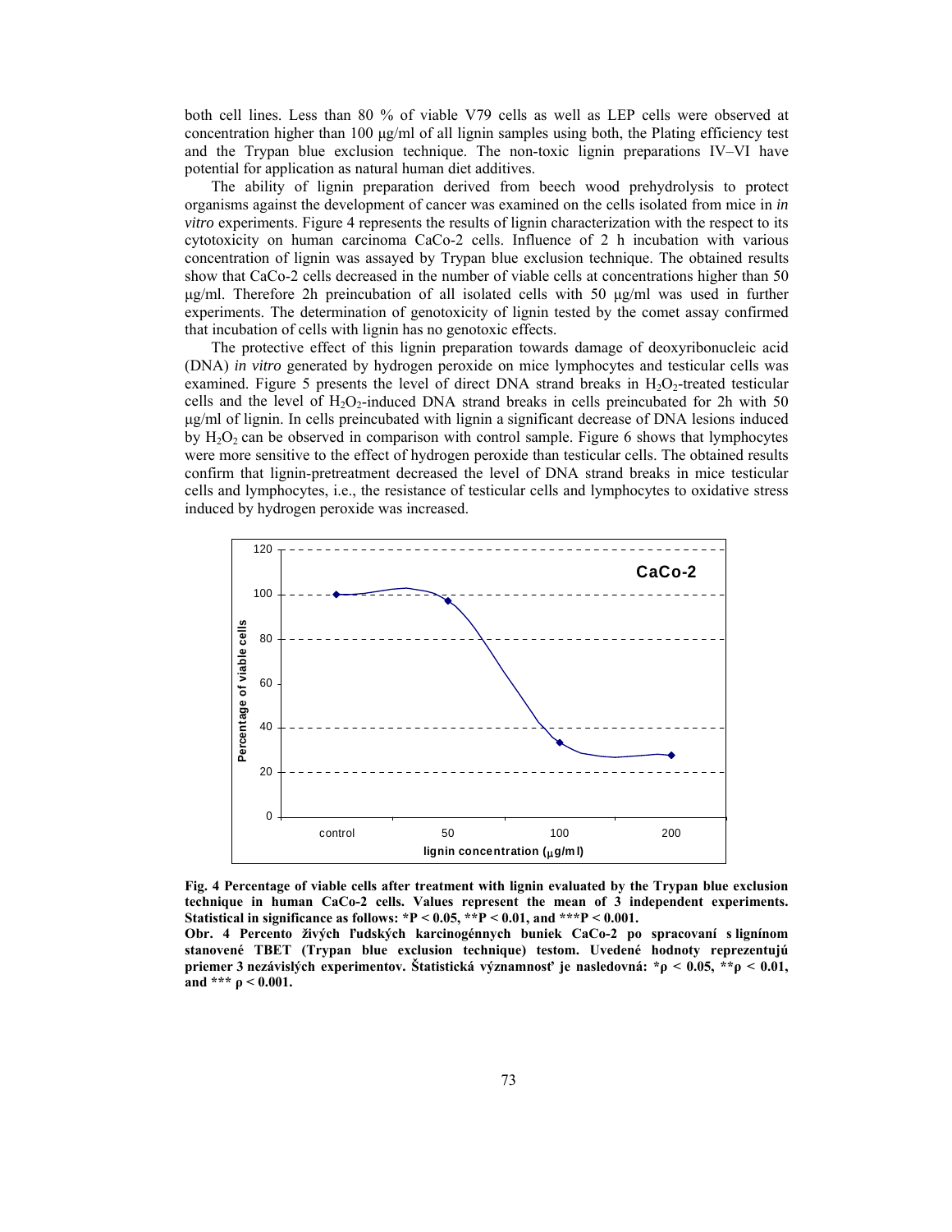both cell lines. Less than 80 % of viable V79 cells as well as LEP cells were observed at concentration higher than 100 μg/ml of all lignin samples using both, the Plating efficiency test and the Trypan blue exclusion technique. The non-toxic lignin preparations IV–VI have potential for application as natural human diet additives.

The ability of lignin preparation derived from beech wood prehydrolysis to protect organisms against the development of cancer was examined on the cells isolated from mice in *in vitro* experiments. Figure 4 represents the results of lignin characterization with the respect to its cytotoxicity on human carcinoma CaCo-2 cells. Influence of 2 h incubation with various concentration of lignin was assayed by Trypan blue exclusion technique. The obtained results show that CaCo-2 cells decreased in the number of viable cells at concentrations higher than 50 μg/ml. Therefore 2h preincubation of all isolated cells with 50 μg/ml was used in further experiments. The determination of genotoxicity of lignin tested by the comet assay confirmed that incubation of cells with lignin has no genotoxic effects.

The protective effect of this lignin preparation towards damage of deoxyribonucleic acid (DNA) *in vitro* generated by hydrogen peroxide on mice lymphocytes and testicular cells was examined. Figure 5 presents the level of direct DNA strand breaks in $H_2O_2$-treated testicular cells and the level of $H_2O_2$-induced DNA strand breaks in cells preincubated for 2h with 50 μg/ml of lignin. In cells preincubated with lignin a significant decrease of DNA lesions induced by $H_2O_2$ can be observed in comparison with control sample. Figure 6 shows that lymphocytes were more sensitive to the effect of hydrogen peroxide than testicular cells. The obtained results confirm that lignin-pretreatment decreased the level of DNA strand breaks in mice testicular cells and lymphocytes, i.e., the resistance of testicular cells and lymphocytes to oxidative stress induced by hydrogen peroxide was increased.

**Fig. 4 Percentage of viable cells after treatment with lignin evaluated by the Trypan blue exclusion technique in human CaCo-2 cells. Values represent the mean of 3 independent experiments. Statistical in significance as follows: *P < 0.05, **P < 0.01, and ***P < 0.001.**

**Obr. 4 Percento živých ľudských karcinogénnych buniek CaCo-2 po spracovaní s lignínom stanovené TBET (Trypan blue exclusion technique) testom. Uvedené hodnoty reprezentujú priemer 3 nezávislých experimentov. Štatistická významnosť je nasledovná: *ρ < 0.05, **ρ < 0.01, and *** ρ < 0.001.**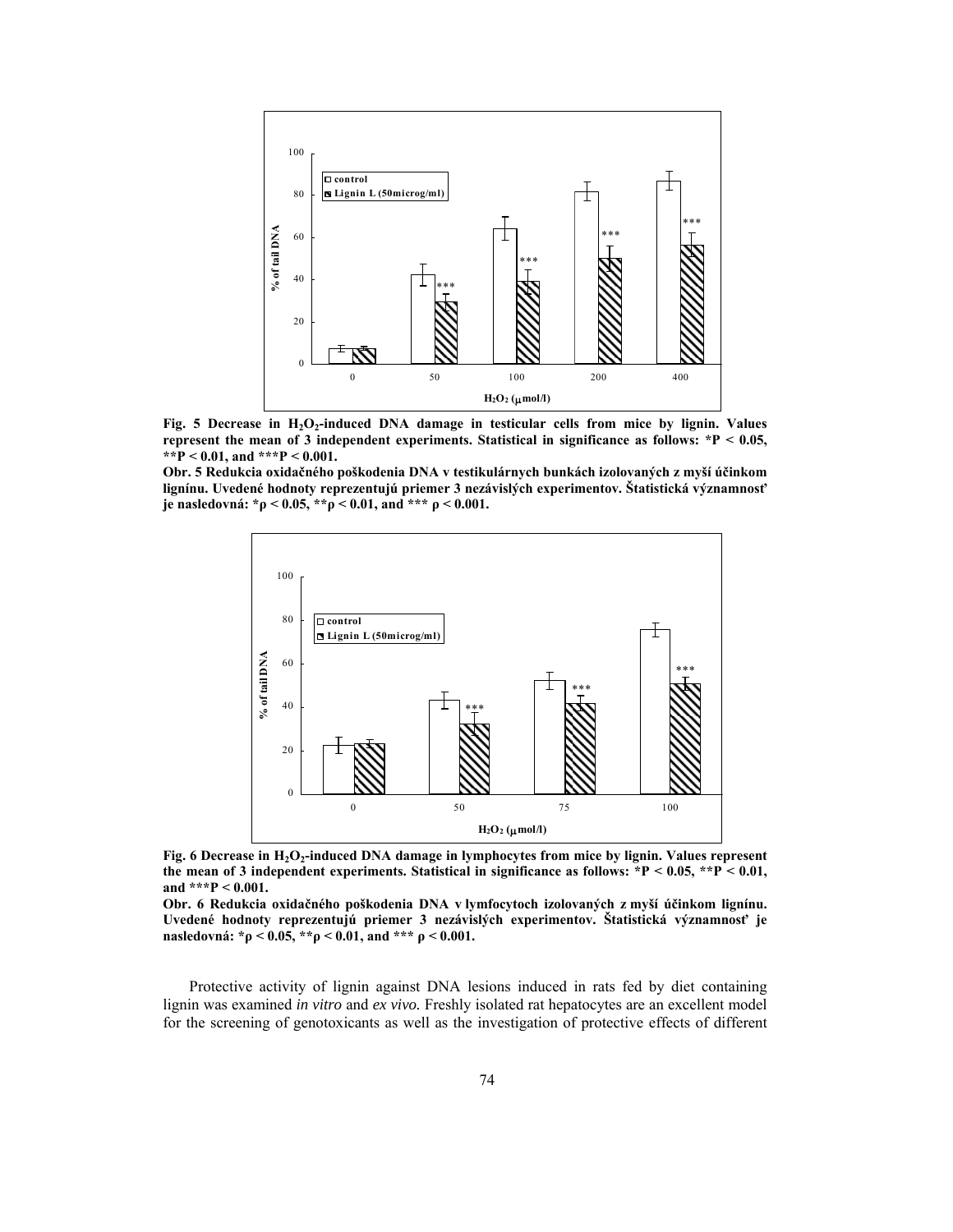**Fig. 5 Decrease in $H_2O_2$-induced DNA damage in testicular cells from mice by lignin. Values represent the mean of 3 independent experiments. Statistical in significance as follows: *P < 0.05, **P < 0.01, and ***P < 0.001.**

**Obr. 5 Redukcia oxidačného poškodenia DNA v testikulárnych bunkách izolovaných z myší účinkom lignínu. Uvedené hodnoty reprezentujú priemer 3 nezávislých experimentov. Štatistická významnosť je nasledovná: *ρ < 0.05, **ρ < 0.01, and *** ρ < 0.001.**

**Fig. 6 Decrease in $H_2O_2$-induced DNA damage in lymphocytes from mice by lignin. Values represent the mean of 3 independent experiments. Statistical in significance as follows: *P < 0.05, **P < 0.01, and ***P < 0.001.**

**Obr. 6 Redukcia oxidačného poškodenia DNA v lymfocytoch izolovaných z myší účinkom lignínu. Uvedené hodnoty reprezentujú priemer 3 nezávislých experimentov. Štatistická významnosť je nasledovná: *ρ < 0.05, **ρ < 0.01, and *** ρ < 0.001.**

Protective activity of lignin against DNA lesions induced in rats fed by diet containing lignin was examined *in vitro* and *ex vivo.* Freshly isolated rat hepatocytes are an excellent model for the screening of genotoxicants as well as the investigation of protective effects of different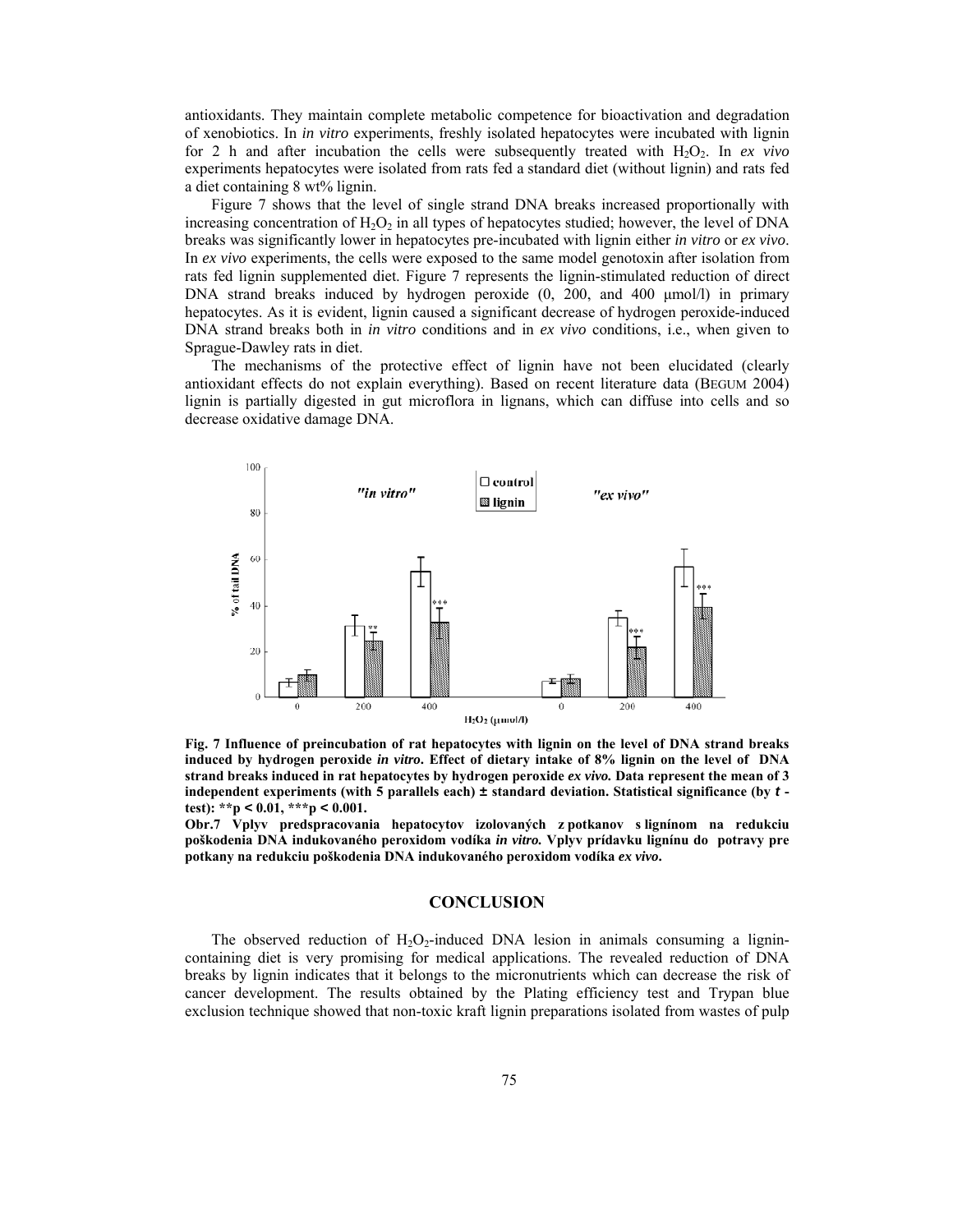antioxidants. They maintain complete metabolic competence for bioactivation and degradation of xenobiotics. In *in vitro* experiments, freshly isolated hepatocytes were incubated with lignin for 2 h and after incubation the cells were subsequently treated with $H_2O_2$. In *ex vivo* experiments hepatocytes were isolated from rats fed a standard diet (without lignin) and rats fed a diet containing 8 wt% lignin.

Figure 7 shows that the level of single strand DNA breaks increased proportionally with increasing concentration of $H_2O_2$ in all types of hepatocytes studied; however, the level of DNA breaks was significantly lower in hepatocytes pre-incubated with lignin either *in vitro* or *ex vivo*. In *ex vivo* experiments, the cells were exposed to the same model genotoxin after isolation from rats fed lignin supplemented diet. Figure 7 represents the lignin-stimulated reduction of direct DNA strand breaks induced by hydrogen peroxide (0, 200, and 400 μmol/l) in primary hepatocytes. As it is evident, lignin caused a significant decrease of hydrogen peroxide-induced DNA strand breaks both in *in vitro* conditions and in *ex vivo* conditions, i.e., when given to Sprague-Dawley rats in diet.

The mechanisms of the protective effect of lignin have not been elucidated (clearly antioxidant effects do not explain everything). Based on recent literature data (BEGUM 2004) lignin is partially digested in gut microflora in lignans, which can diffuse into cells and so decrease oxidative damage DNA.

**Fig. 7 Influence of preincubation of rat hepatocytes with lignin on the level of DNA strand breaks induced by hydrogen peroxide *in vitro*. Effect of dietary intake of 8% lignin on the level of DNA strand breaks induced in rat hepatocytes by hydrogen peroxide *ex vivo.* Data represent the mean of 3 independent experiments (with 5 parallels each) ± standard deviation. Statistical significance (by *t* -test): \*\*$p < 0.01$, \*\*\*$p < 0.001$.**

**Obr.7 Vplyv predspracovania hepatocytov izolovaných z potkanov s lignínom na redukciu poškodenia DNA indukovaného peroxidom vodíka *in vitro.* Vplyv prídavku lignínu do potravy pre potkany na redukciu poškodenia DNA indukovaného peroxidom vodíka *ex vivo*.**

## CONCLUSION

The observed reduction of $H_2O_2$-induced DNA lesion in animals consuming a lignin-containing diet is very promising for medical applications. The revealed reduction of DNA breaks by lignin indicates that it belongs to the micronutrients which can decrease the risk of cancer development. The results obtained by the Plating efficiency test and Trypan blue exclusion technique showed that non-toxic kraft lignin preparations isolated from wastes of pulp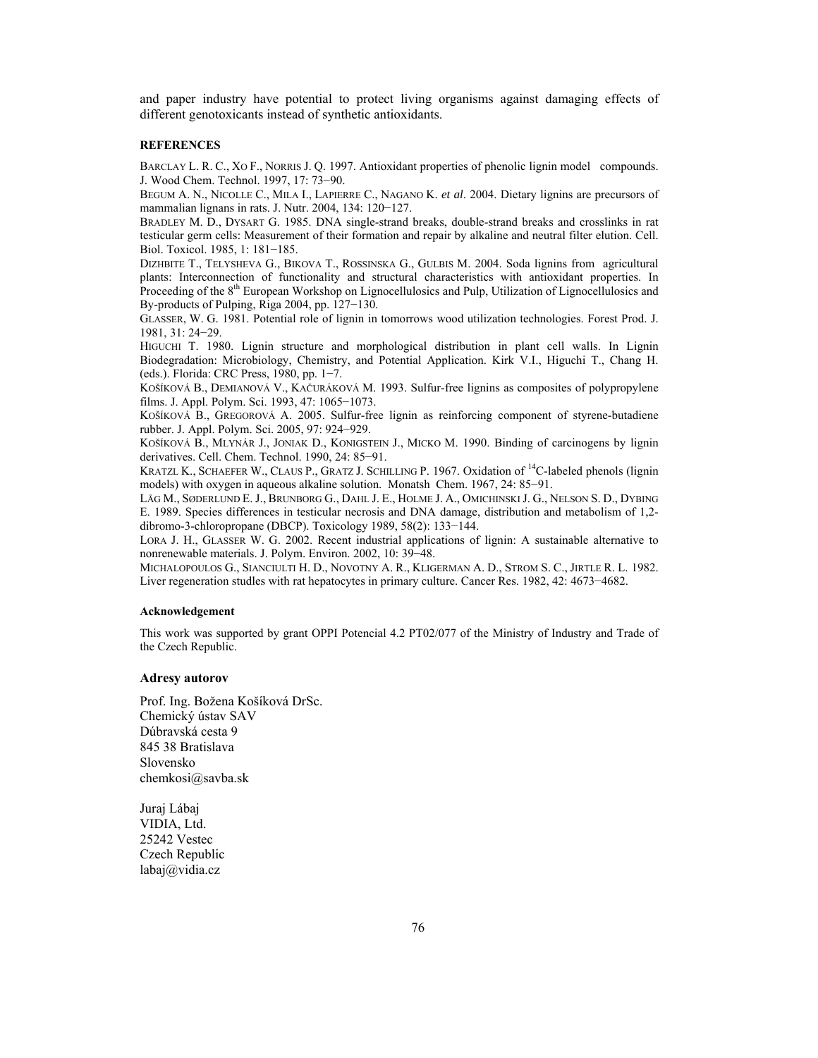and paper industry have potential to protect living organisms against damaging effects of different genotoxicants instead of synthetic antioxidants.

#### REFERENCES

BARCLAY L. R. C., XO F., NORRIS J. Q. 1997. Antioxidant properties of phenolic lignin model compounds. J. Wood Chem. Technol. 1997, 17: 73−90.

BEGUM A. N., NICOLLE C., MILA I., LAPIERRE C., NAGANO K. *et al*. 2004. Dietary lignins are precursors of mammalian lignans in rats. J. Nutr. 2004, 134: 120−127.

BRADLEY M. D., DYSART G. 1985. DNA single-strand breaks, double-strand breaks and crosslinks in rat testicular germ cells: Measurement of their formation and repair by alkaline and neutral filter elution. Cell. Biol. Toxicol. 1985, 1: 181−185.

DIZHBITE T., TELYSHEVA G., BIKOVA T., ROSSINSKA G., GULBIS M. 2004. Soda lignins from agricultural plants: Interconnection of functionality and structural characteristics with antioxidant properties. In Proceeding of the 8th European Workshop on Lignocellulosics and Pulp, Utilization of Lignocellulosics and By-products of Pulping, Riga 2004, pp. 127−130.

GLASSER, W. G. 1981. Potential role of lignin in tomorrows wood utilization technologies. Forest Prod. J. 1981, 31: 24−29.

HIGUCHI T. 1980. Lignin structure and morphological distribution in plant cell walls. In Lignin Biodegradation: Microbiology, Chemistry, and Potential Application. Kirk V.I., Higuchi T., Chang H. (eds.). Florida: CRC Press, 1980, pp. 1−7.

KOŠÍKOVÁ B., DEMIANOVÁ V., KAČURÁKOVÁ M. 1993. Sulfur-free lignins as composites of polypropylene films. J. Appl. Polym. Sci. 1993, 47: 1065−1073.

KOŠÍKOVÁ B., GREGOROVÁ A. 2005. Sulfur-free lignin as reinforcing component of styrene-butadiene rubber. J. Appl. Polym. Sci. 2005, 97: 924−929.

KOŠÍKOVÁ B., MLYNÁR J., JONIAK D., KONIGSTEIN J., MICKO M. 1990. Binding of carcinogens by lignin derivatives. Cell. Chem. Technol. 1990, 24: 85−91.

KRATZL K., SCHAEFER W., CLAUS P., GRATZ J. SCHILLING P. 1967. Oxidation of $^{14}$C-labeled phenols (lignin models) with oxygen in aqueous alkaline solution. Monatsh Chem. 1967, 24: 85−91.

LÅG M., SØDERLUND E. J., BRUNBORG G., DAHL J. E., HOLME J. A., OMICHINSKI J. G., NELSON S. D., DYBING E. 1989. Species differences in testicular necrosis and DNA damage, distribution and metabolism of 1,2-dibromo-3-chloropropane (DBCP). Toxicology 1989, 58(2): 133−144.

LORA J. H., GLASSER W. G. 2002. Recent industrial applications of lignin: A sustainable alternative to nonrenewable materials. J. Polym. Environ. 2002, 10: 39−48.

MICHALOPOULOS G., SIANCIULTI H. D., NOVOTNY A. R., KLIGERMAN A. D., STROM S. C., JIRTLE R. L. 1982. Liver regeneration studles with rat hepatocytes in primary culture. Cancer Res. 1982, 42: 4673−4682.

#### Acknowledgement

This work was supported by grant OPPI Potencial 4.2 PT02/077 of the Ministry of Industry and Trade of the Czech Republic.

### Adresy autorov

Prof. Ing. Božena Košíková DrSc.
Chemický ústav SAV
Dúbravská cesta 9
845 38 Bratislava
Slovensko
chemkosi@savba.sk

Juraj Lábaj
VIDIA, Ltd.
25242 Vestec
Czech Republic
labaj@vidia.cz